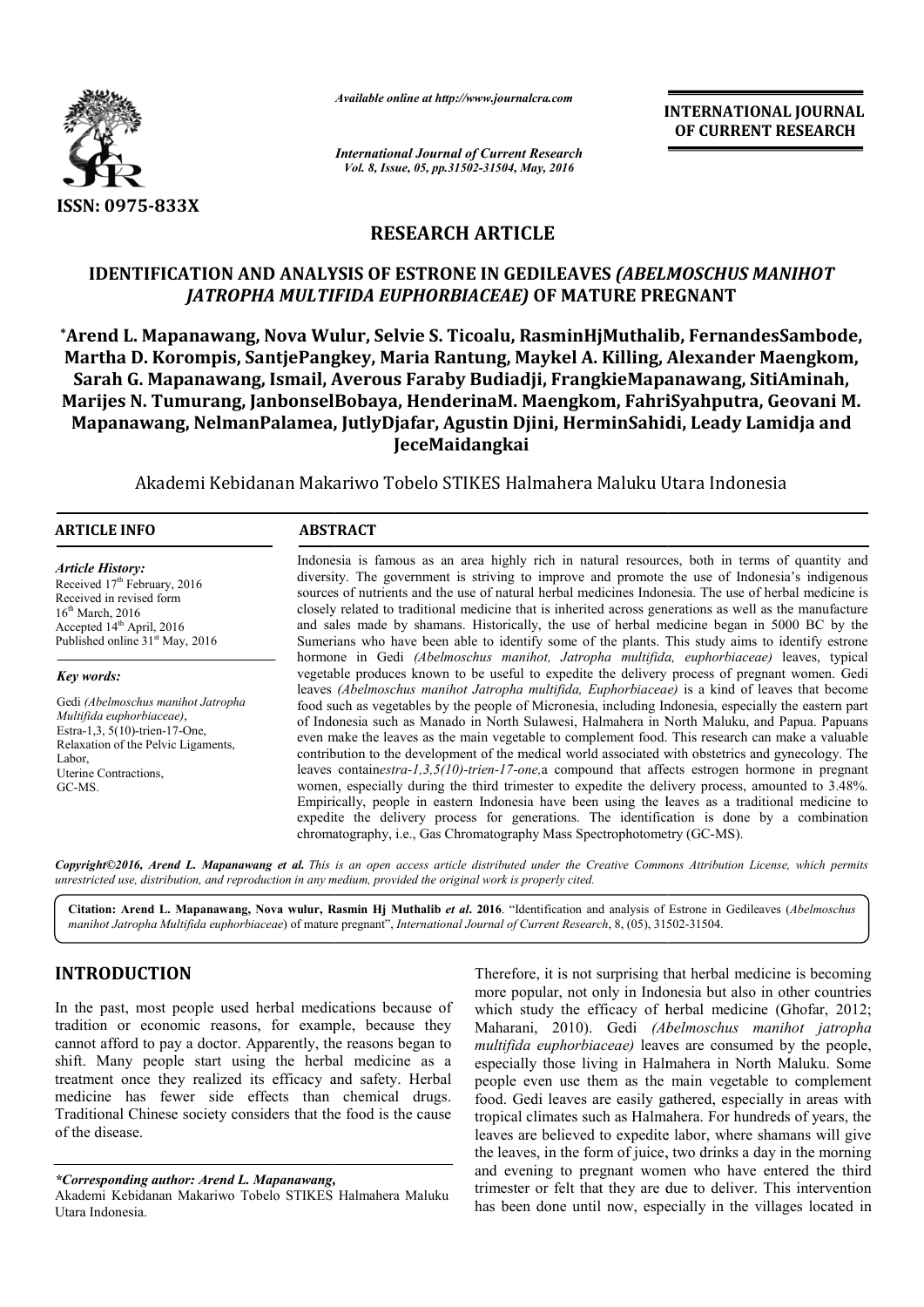*Available online at http://www.journalcra.com*

*International Journal of Current Research*
*Vol. 8, Issue, 05, pp.31502-31504, May, 2016*

**INTERNATIONAL JOURNAL OF CURRENT RESEARCH**

ISSN: 0975-833X

## RESEARCH ARTICLE

# IDENTIFICATION AND ANALYSIS OF ESTRONE IN GEDILEAVES *(ABELMOSCHUS MANIHOT JATROPHA MULTIFIDA EUPHORBIACEAE)* OF MATURE PREGNANT

**\*Arend L. Mapanawang, Nova Wulur, Selvie S. Ticoalu, RasminHjMuthalib, FernandesSambode, Martha D. Korompis, SantjePangkey, Maria Rantung, Maykel A. Killing, Alexander Maengkom, Sarah G. Mapanawang, Ismail, Averous Faraby Budiadji, FrangkieMapanawang, SitiAminah, Marijes N. Tumurang, JanbonselBobaya, HenderinaM. Maengkom, FahriSyahputra, Geovani M. Mapanawang, NelmanPalamea, JutlyDjafar, Agustin Djini, HerminSahidi, Leady Lamidja and JeceMaidangkai**

Akademi Kebidanan Makariwo Tobelo STIKES Halmahera Maluku Utara Indonesia

**ARTICLE INFO**

*Article History:*
Received 17th February, 2016
Received in revised form
16th March, 2016
Accepted 14th April, 2016
Published online 31st May, 2016

*Key words:*

Gedi *(Abelmoschus manihot Jatropha Multifida euphorbiaceae)*,
Estra-1,3, 5(10)-trien-17-One,
Relaxation of the Pelvic Ligaments,
Labor,
Uterine Contractions,
GC-MS.

**ABSTRACT**

Indonesia is famous as an area highly rich in natural resources, both in terms of quantity and diversity. The government is striving to improve and promote the use of Indonesia's indigenous sources of nutrients and the use of natural herbal medicines Indonesia. The use of herbal medicine is closely related to traditional medicine that is inherited across generations as well as the manufacture and sales made by shamans. Historically, the use of herbal medicine began in 5000 BC by the Sumerians who have been able to identify some of the plants. This study aims to identify estrone hormone in Gedi *(Abelmoschus manihot, Jatropha multifida, euphorbiaceae)* leaves, typical vegetable produces known to be useful to expedite the delivery process of pregnant women. Gedi leaves *(Abelmoschus manihot Jatropha multifida, Euphorbiaceae)* is a kind of leaves that become food such as vegetables by the people of Micronesia, including Indonesia, especially the eastern part of Indonesia such as Manado in North Sulawesi, Halmahera in North Maluku, and Papua. Papuans even make the leaves as the main vegetable to complement food. This research can make a valuable contribution to the development of the medical world associated with obstetrics and gynecology. The leaves contain*estra-1,3,5(10)-trien-17-one,*a compound that affects estrogen hormone in pregnant women, especially during the third trimester to expedite the delivery process, amounted to 3.48%. Empirically, people in eastern Indonesia have been using the leaves as a traditional medicine to expedite the delivery process for generations. The identification is done by a combination chromatography, i.e., Gas Chromatography Mass Spectrophotometry (GC-MS).

***Copyright©2016, Arend L. Mapanawang et al.*** *This is an open access article distributed under the Creative Commons Attribution License, which permits unrestricted use, distribution, and reproduction in any medium, provided the original work is properly cited.*

**Citation: Arend L. Mapanawang, Nova wulur, Rasmin Hj Muthalib *et al*. 2016**. "Identification and analysis of Estrone in Gedileaves (*Abelmoschus manihot Jatropha Multifida euphorbiaceae*) of mature pregnant", *International Journal of Current Research*, 8, (05), 31502-31504.

## INTRODUCTION

In the past, most people used herbal medications because of tradition or economic reasons, for example, because they cannot afford to pay a doctor. Apparently, the reasons began to shift. Many people start using the herbal medicine as a treatment once they realized its efficacy and safety. Herbal medicine has fewer side effects than chemical drugs. Traditional Chinese society considers that the food is the cause of the disease.

Therefore, it is not surprising that herbal medicine is becoming more popular, not only in Indonesia but also in other countries which study the efficacy of herbal medicine (Ghofar, 2012; Maharani, 2010). Gedi *(Abelmoschus manihot jatropha multifida euphorbiaceae)* leaves are consumed by the people, especially those living in Halmahera in North Maluku. Some people even use them as the main vegetable to complement food. Gedi leaves are easily gathered, especially in areas with tropical climates such as Halmahera. For hundreds of years, the leaves are believed to expedite labor, where shamans will give the leaves, in the form of juice, two drinks a day in the morning and evening to pregnant women who have entered the third trimester or felt that they are due to deliver. This intervention has been done until now, especially in the villages located in

*\*Corresponding author: Arend L. Mapanawang,*
Akademi Kebidanan Makariwo Tobelo STIKES Halmahera Maluku Utara Indonesia.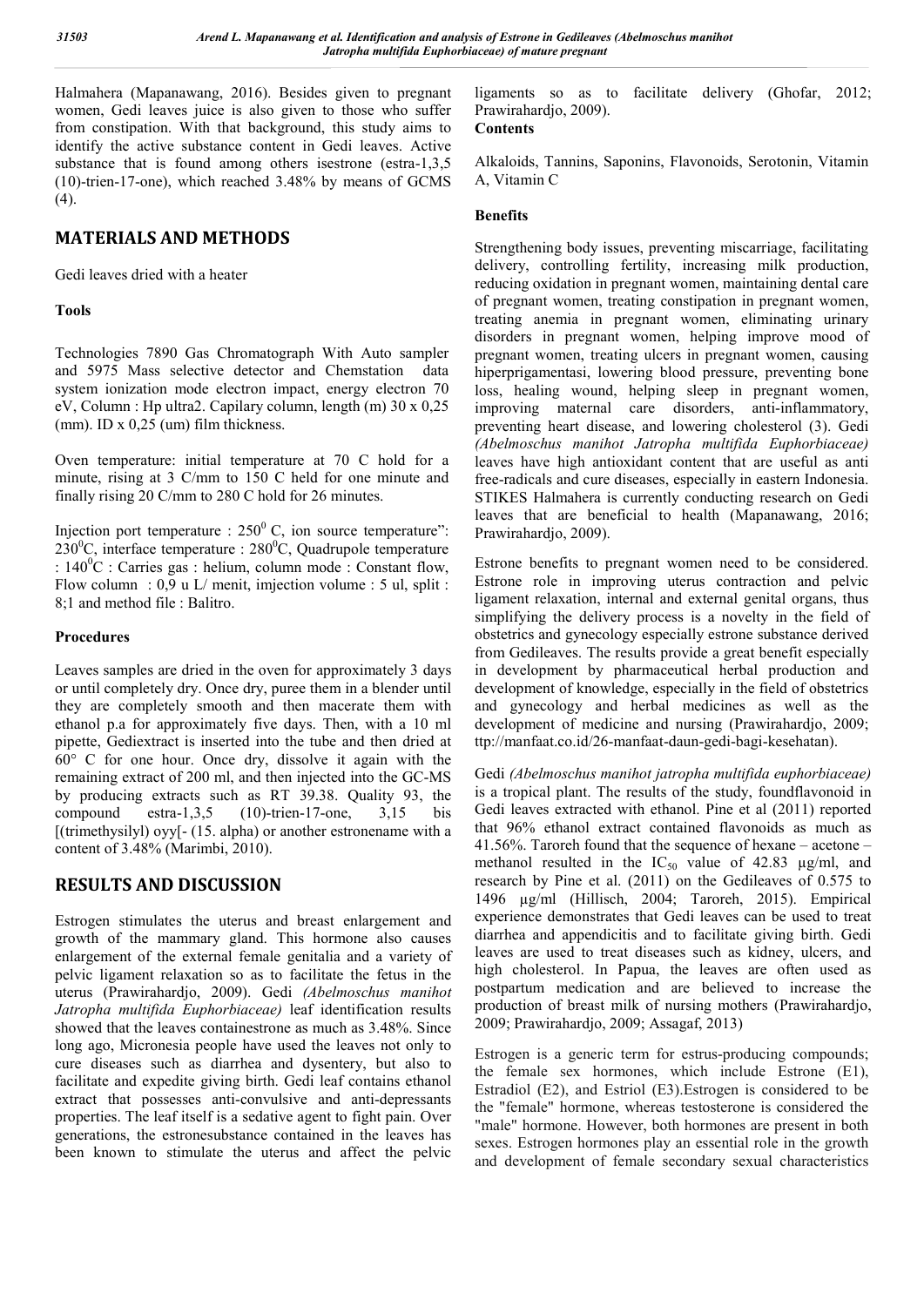Halmahera (Mapanawang, 2016). Besides given to pregnant women, Gedi leaves juice is also given to those who suffer from constipation. With that background, this study aims to identify the active substance content in Gedi leaves. Active substance that is found among others isestrone (estra-1,3,5 (10)-trien-17-one), which reached 3.48% by means of GCMS (4).

## MATERIALS AND METHODS

Gedi leaves dried with a heater

### Tools

Technologies 7890 Gas Chromatograph With Auto sampler and 5975 Mass selective detector and Chemstation data system ionization mode electron impact, energy electron 70 eV, Column : Hp ultra2. Capilary column, length (m) 30 x 0,25 (mm). ID x 0,25 (um) film thickness.

Oven temperature: initial temperature at 70 C hold for a minute, rising at 3 C/mm to 150 C held for one minute and finally rising 20 C/mm to 280 C hold for 26 minutes.

Injection port temperature : $250^0$ C, ion source temperature": $230^0$C, interface temperature : $280^0$C, Quadrupole temperature : $140^0$C : Carries gas : helium, column mode : Constant flow, Flow column : 0,9 u L/ menit, imjection volume : 5 ul, split : 8;1 and method file : Balitro.

### Procedures

Leaves samples are dried in the oven for approximately 3 days or until completely dry. Once dry, puree them in a blender until they are completely smooth and then macerate them with ethanol p.a for approximately five days. Then, with a 10 ml pipette, Gediextract is inserted into the tube and then dried at 60° C for one hour. Once dry, dissolve it again with the remaining extract of 200 ml, and then injected into the GC-MS by producing extracts such as RT 39.38. Quality 93, the compound estra-1,3,5 (10)-trien-17-one, 3,15 bis [(trimethysilyl) oyy[- (15. alpha) or another estronename with a content of 3.48% (Marimbi, 2010).

## RESULTS AND DISCUSSION

Estrogen stimulates the uterus and breast enlargement and growth of the mammary gland. This hormone also causes enlargement of the external female genitalia and a variety of pelvic ligament relaxation so as to facilitate the fetus in the uterus (Prawirahardjo, 2009). Gedi *(Abelmoschus manihot Jatropha multifida Euphorbiaceae)* leaf identification results showed that the leaves containestrone as much as 3.48%. Since long ago, Micronesia people have used the leaves not only to cure diseases such as diarrhea and dysentery, but also to facilitate and expedite giving birth. Gedi leaf contains ethanol extract that possesses anti-convulsive and anti-depressants properties. The leaf itself is a sedative agent to fight pain. Over generations, the estronesubstance contained in the leaves has been known to stimulate the uterus and affect the pelvic ligaments so as to facilitate delivery (Ghofar, 2012; Prawirahardjo, 2009).

**Contents**

Alkaloids, Tannins, Saponins, Flavonoids, Serotonin, Vitamin A, Vitamin C

**Benefits**

Strengthening body issues, preventing miscarriage, facilitating delivery, controlling fertility, increasing milk production, reducing oxidation in pregnant women, maintaining dental care of pregnant women, treating constipation in pregnant women, treating anemia in pregnant women, eliminating urinary disorders in pregnant women, helping improve mood of pregnant women, treating ulcers in pregnant women, causing hiperprigamentasi, lowering blood pressure, preventing bone loss, healing wound, helping sleep in pregnant women, improving maternal care disorders, anti-inflammatory, preventing heart disease, and lowering cholesterol (3). Gedi *(Abelmoschus manihot Jatropha multifida Euphorbiaceae)* leaves have high antioxidant content that are useful as anti free-radicals and cure diseases, especially in eastern Indonesia. STIKES Halmahera is currently conducting research on Gedi leaves that are beneficial to health (Mapanawang, 2016; Prawirahardjo, 2009).

Estrone benefits to pregnant women need to be considered. Estrone role in improving uterus contraction and pelvic ligament relaxation, internal and external genital organs, thus simplifying the delivery process is a novelty in the field of obstetrics and gynecology especially estrone substance derived from Gedileaves. The results provide a great benefit especially in development by pharmaceutical herbal production and development of knowledge, especially in the field of obstetrics and gynecology and herbal medicines as well as the development of medicine and nursing (Prawirahardjo, 2009; ttp://manfaat.co.id/26-manfaat-daun-gedi-bagi-kesehatan).

Gedi *(Abelmoschus manihot jatropha multifida euphorbiaceae)* is a tropical plant. The results of the study, foundflavonoid in Gedi leaves extracted with ethanol. Pine et al (2011) reported that 96% ethanol extract contained flavonoids as much as 41.56%. Taroreh found that the sequence of hexane – acetone – methanol resulted in the $IC_{50}$ value of 42.83 μg/ml, and research by Pine et al. (2011) on the Gedileaves of 0.575 to 1496 μg/ml (Hillisch, 2004; Taroreh, 2015). Empirical experience demonstrates that Gedi leaves can be used to treat diarrhea and appendicitis and to facilitate giving birth. Gedi leaves are used to treat diseases such as kidney, ulcers, and high cholesterol. In Papua, the leaves are often used as postpartum medication and are believed to increase the production of breast milk of nursing mothers (Prawirahardjo, 2009; Prawirahardjo, 2009; Assagaf, 2013)

Estrogen is a generic term for estrus-producing compounds; the female sex hormones, which include Estrone (E1), Estradiol (E2), and Estriol (E3).Estrogen is considered to be the "female" hormone, whereas testosterone is considered the "male" hormone. However, both hormones are present in both sexes. Estrogen hormones play an essential role in the growth and development of female secondary sexual characteristics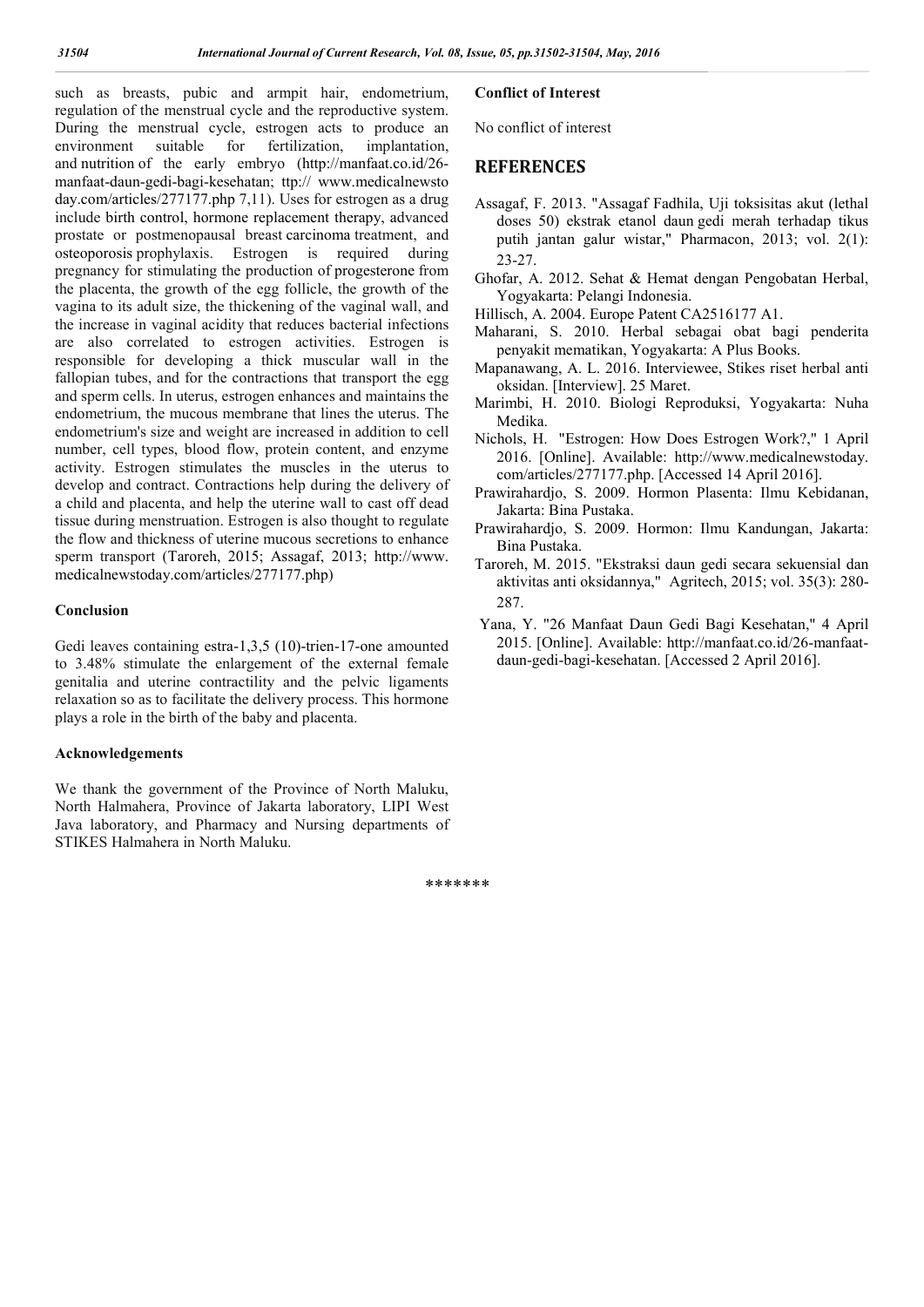such as breasts, pubic and armpit hair, endometrium, regulation of the menstrual cycle and the reproductive system. During the menstrual cycle, estrogen acts to produce an environment suitable for fertilization, implantation, and nutrition of the early embryo (http://manfaat.co.id/26-manfaat-daun-gedi-bagi-kesehatan; ttp:// www.medicalnewstoday.com/articles/277177.php 7,11). Uses for estrogen as a drug include birth control, hormone replacement therapy, advanced prostate or postmenopausal breast carcinoma treatment, and osteoporosis prophylaxis. Estrogen is required during pregnancy for stimulating the production of progesterone from the placenta, the growth of the egg follicle, the growth of the vagina to its adult size, the thickening of the vaginal wall, and the increase in vaginal acidity that reduces bacterial infections are also correlated to estrogen activities. Estrogen is responsible for developing a thick muscular wall in the fallopian tubes, and for the contractions that transport the egg and sperm cells. In uterus, estrogen enhances and maintains the endometrium, the mucous membrane that lines the uterus. The endometrium's size and weight are increased in addition to cell number, cell types, blood flow, protein content, and enzyme activity. Estrogen stimulates the muscles in the uterus to develop and contract. Contractions help during the delivery of a child and placenta, and help the uterine wall to cast off dead tissue during menstruation. Estrogen is also thought to regulate the flow and thickness of uterine mucous secretions to enhance sperm transport (Taroreh, 2015; Assagaf, 2013; http://www.medicalnewstoday.com/articles/277177.php)

### Conclusion

Gedi leaves containing estra-1,3,5 (10)-trien-17-one amounted to 3.48% stimulate the enlargement of the external female genitalia and uterine contractility and the pelvic ligaments relaxation so as to facilitate the delivery process. This hormone plays a role in the birth of the baby and placenta.

### Acknowledgements

We thank the government of the Province of North Maluku, North Halmahera, Province of Jakarta laboratory, LIPI West Java laboratory, and Pharmacy and Nursing departments of STIKES Halmahera in North Maluku.

### Conflict of Interest

No conflict of interest

## REFERENCES

Assagaf, F. 2013. "Assagaf Fadhila, Uji toksisitas akut (lethal doses 50) ekstrak etanol daun gedi merah terhadap tikus putih jantan galur wistar," Pharmacon, 2013; vol. 2(1): 23-27.

Ghofar, A. 2012. Sehat & Hemat dengan Pengobatan Herbal, Yogyakarta: Pelangi Indonesia.

Hillisch, A. 2004. Europe Patent CA2516177 A1.

Maharani, S. 2010. Herbal sebagai obat bagi penderita penyakit mematikan, Yogyakarta: A Plus Books.

Mapanawang, A. L. 2016. Interviewee, Stikes riset herbal anti oksidan. [Interview]. 25 Maret.

Marimbi, H. 2010. Biologi Reproduksi, Yogyakarta: Nuha Medika.

Nichols, H. "Estrogen: How Does Estrogen Work?," 1 April 2016. [Online]. Available: http://www.medicalnewstoday.com/articles/277177.php. [Accessed 14 April 2016].

Prawirahardjo, S. 2009. Hormon Plasenta: Ilmu Kebidanan, Jakarta: Bina Pustaka.

Prawirahardjo, S. 2009. Hormon: Ilmu Kandungan, Jakarta: Bina Pustaka.

Taroreh, M. 2015. "Ekstraksi daun gedi secara sekuensial dan aktivitas anti oksidannya," Agritech, 2015; vol. 35(3): 280-287.

Yana, Y. "26 Manfaat Daun Gedi Bagi Kesehatan," 4 April 2015. [Online]. Available: http://manfaat.co.id/26-manfaat-daun-gedi-bagi-kesehatan. [Accessed 2 April 2016].

*******